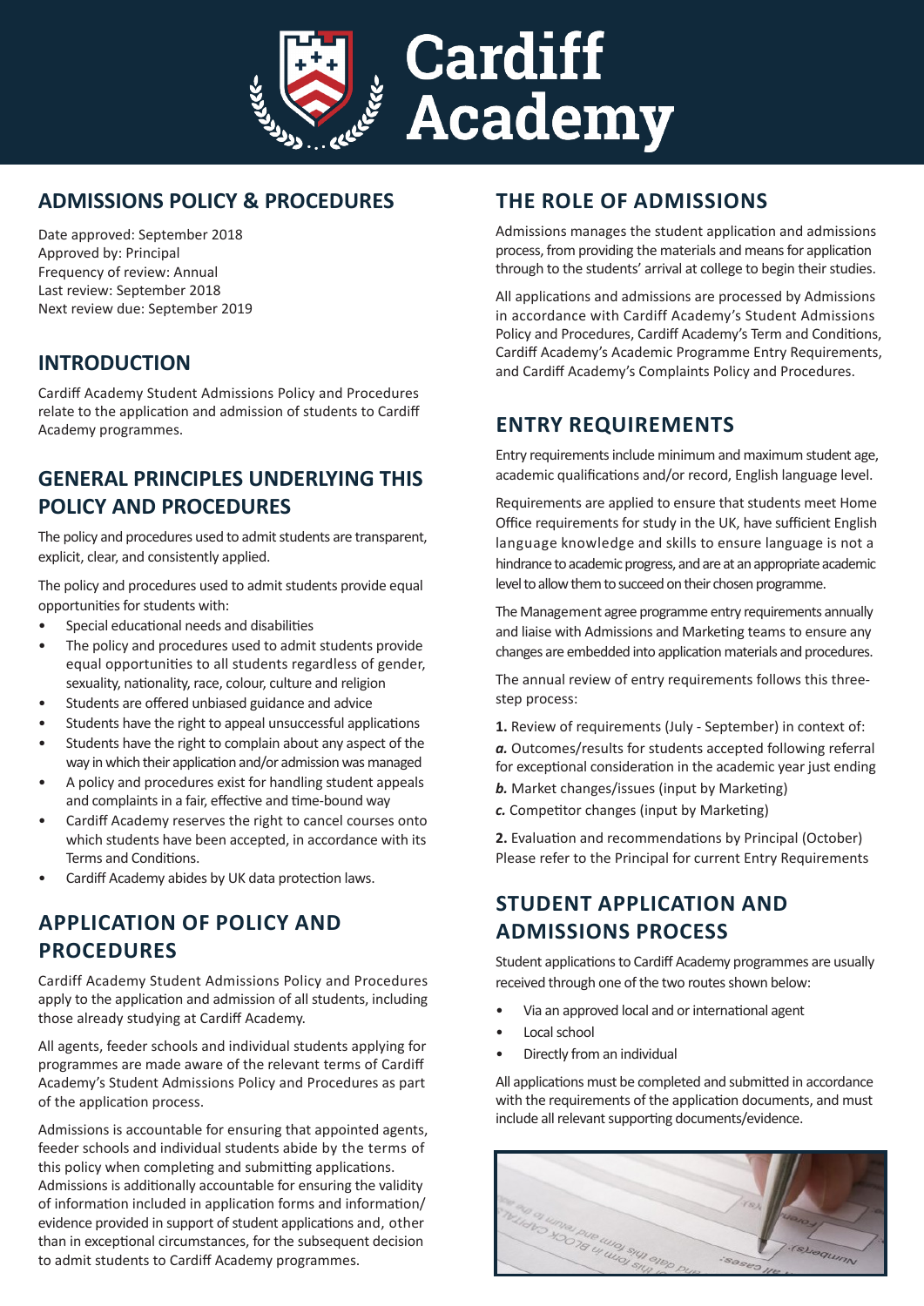# Cardiff Academy

## ADMISSIONS POLICY & PROCEDURES

Date approved: September 2018
Approved by: Principal
Frequency of review: Annual
Last review: September 2018
Next review due: September 2019

## INTRODUCTION

Cardiff Academy Student Admissions Policy and Procedures relate to the application and admission of students to Cardiff Academy programmes.

## GENERAL PRINCIPLES UNDERLYING THIS POLICY AND PROCEDURES

The policy and procedures used to admit students are transparent, explicit, clear, and consistently applied.

The policy and procedures used to admit students provide equal opportunities for students with:

- Special educational needs and disabilities
- The policy and procedures used to admit students provide equal opportunities to all students regardless of gender, sexuality, nationality, race, colour, culture and religion
- Students are offered unbiased guidance and advice
- Students have the right to appeal unsuccessful applications
- Students have the right to complain about any aspect of the way in which their application and/or admission was managed
- A policy and procedures exist for handling student appeals and complaints in a fair, effective and time-bound way
- Cardiff Academy reserves the right to cancel courses onto which students have been accepted, in accordance with its Terms and Conditions.
- Cardiff Academy abides by UK data protection laws.

## APPLICATION OF POLICY AND PROCEDURES

Cardiff Academy Student Admissions Policy and Procedures apply to the application and admission of all students, including those already studying at Cardiff Academy.

All agents, feeder schools and individual students applying for programmes are made aware of the relevant terms of Cardiff Academy's Student Admissions Policy and Procedures as part of the application process.

Admissions is accountable for ensuring that appointed agents, feeder schools and individual students abide by the terms of this policy when completing and submitting applications. Admissions is additionally accountable for ensuring the validity of information included in application forms and information/evidence provided in support of student applications and, other than in exceptional circumstances, for the subsequent decision to admit students to Cardiff Academy programmes.

## THE ROLE OF ADMISSIONS

Admissions manages the student application and admissions process, from providing the materials and means for application through to the students' arrival at college to begin their studies.

All applications and admissions are processed by Admissions in accordance with Cardiff Academy's Student Admissions Policy and Procedures, Cardiff Academy's Term and Conditions, Cardiff Academy's Academic Programme Entry Requirements, and Cardiff Academy's Complaints Policy and Procedures.

## ENTRY REQUIREMENTS

Entry requirements include minimum and maximum student age, academic qualifications and/or record, English language level.

Requirements are applied to ensure that students meet Home Office requirements for study in the UK, have sufficient English language knowledge and skills to ensure language is not a hindrance to academic progress, and are at an appropriate academic level to allow them to succeed on their chosen programme.

The Management agree programme entry requirements annually and liaise with Admissions and Marketing teams to ensure any changes are embedded into application materials and procedures.

The annual review of entry requirements follows this three-step process:

**1.** Review of requirements (July - September) in context of:

***a.*** Outcomes/results for students accepted following referral for exceptional consideration in the academic year just ending

***b.*** Market changes/issues (input by Marketing)

***c.*** Competitor changes (input by Marketing)

**2.** Evaluation and recommendations by Principal (October)
Please refer to the Principal for current Entry Requirements

## STUDENT APPLICATION AND ADMISSIONS PROCESS

Student applications to Cardiff Academy programmes are usually received through one of the two routes shown below:

- Via an approved local and or international agent
- Local school
- Directly from an individual

All applications must be completed and submitted in accordance with the requirements of the application documents, and must include all relevant supporting documents/evidence.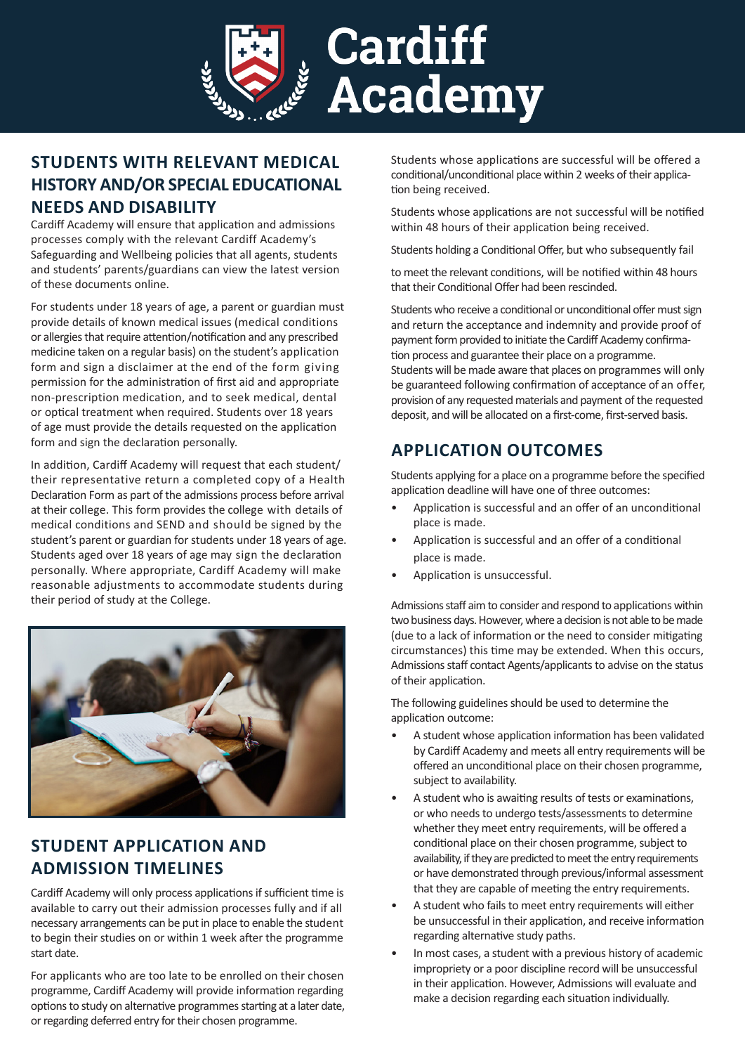## STUDENTS WITH RELEVANT MEDICAL HISTORY AND/OR SPECIAL EDUCATIONAL NEEDS AND DISABILITY

Cardiff Academy will ensure that application and admissions processes comply with the relevant Cardiff Academy's Safeguarding and Wellbeing policies that all agents, students and students' parents/guardians can view the latest version of these documents online.

For students under 18 years of age, a parent or guardian must provide details of known medical issues (medical conditions or allergies that require attention/notification and any prescribed medicine taken on a regular basis) on the student's application form and sign a disclaimer at the end of the form giving permission for the administration of first aid and appropriate non-prescription medication, and to seek medical, dental or optical treatment when required. Students over 18 years of age must provide the details requested on the application form and sign the declaration personally.

In addition, Cardiff Academy will request that each student/ their representative return a completed copy of a Health Declaration Form as part of the admissions process before arrival at their college. This form provides the college with details of medical conditions and SEND and should be signed by the student's parent or guardian for students under 18 years of age. Students aged over 18 years of age may sign the declaration personally. Where appropriate, Cardiff Academy will make reasonable adjustments to accommodate students during their period of study at the College.

## STUDENT APPLICATION AND ADMISSION TIMELINES

Cardiff Academy will only process applications if sufficient time is available to carry out their admission processes fully and if all necessary arrangements can be put in place to enable the student to begin their studies on or within 1 week after the programme start date.

For applicants who are too late to be enrolled on their chosen programme, Cardiff Academy will provide information regarding options to study on alternative programmes starting at a later date, or regarding deferred entry for their chosen programme.

Students whose applications are successful will be offered a conditional/unconditional place within 2 weeks of their application being received.

Students whose applications are not successful will be notified within 48 hours of their application being received.

Students holding a Conditional Offer, but who subsequently fail to meet the relevant conditions, will be notified within 48 hours that their Conditional Offer had been rescinded.

Students who receive a conditional or unconditional offer must sign and return the acceptance and indemnity and provide proof of payment form provided to initiate the Cardiff Academy confirmation process and guarantee their place on a programme. Students will be made aware that places on programmes will only be guaranteed following confirmation of acceptance of an offer, provision of any requested materials and payment of the requested deposit, and will be allocated on a first-come, first-served basis.

## APPLICATION OUTCOMES

Students applying for a place on a programme before the specified application deadline will have one of three outcomes:

- Application is successful and an offer of an unconditional place is made.
- Application is successful and an offer of a conditional place is made.
- Application is unsuccessful.

Admissions staff aim to consider and respond to applications within two business days. However, where a decision is not able to be made (due to a lack of information or the need to consider mitigating circumstances) this time may be extended. When this occurs, Admissions staff contact Agents/applicants to advise on the status of their application.

The following guidelines should be used to determine the application outcome:

- A student whose application information has been validated by Cardiff Academy and meets all entry requirements will be offered an unconditional place on their chosen programme, subject to availability.
- A student who is awaiting results of tests or examinations, or who needs to undergo tests/assessments to determine whether they meet entry requirements, will be offered a conditional place on their chosen programme, subject to availability, if they are predicted to meet the entry requirements or have demonstrated through previous/informal assessment that they are capable of meeting the entry requirements.
- A student who fails to meet entry requirements will either be unsuccessful in their application, and receive information regarding alternative study paths.
- In most cases, a student with a previous history of academic impropriety or a poor discipline record will be unsuccessful in their application. However, Admissions will evaluate and make a decision regarding each situation individually.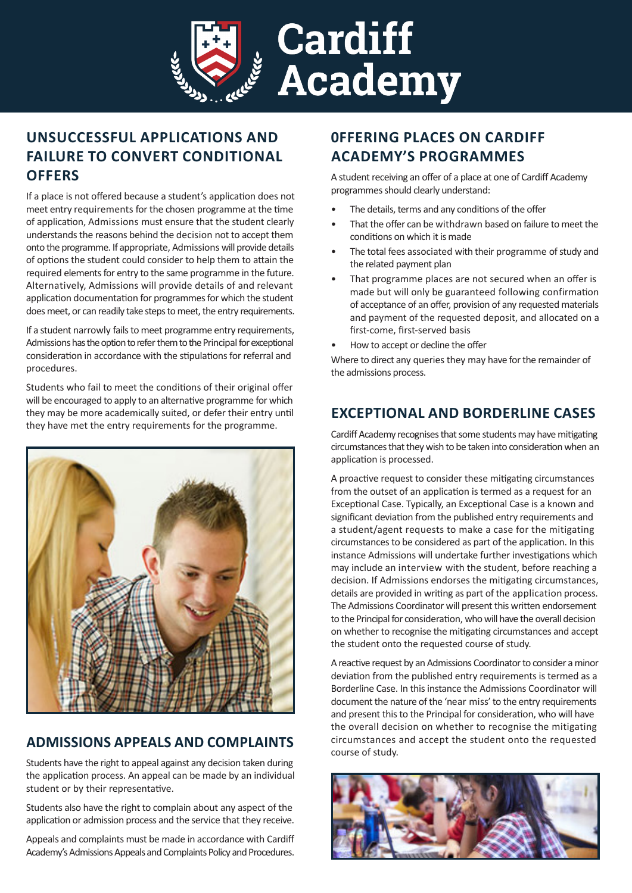# Cardiff Academy

## UNSUCCESSFUL APPLICATIONS AND FAILURE TO CONVERT CONDITIONAL OFFERS

If a place is not offered because a student's application does not meet entry requirements for the chosen programme at the time of application, Admissions must ensure that the student clearly understands the reasons behind the decision not to accept them onto the programme. If appropriate, Admissions will provide details of options the student could consider to help them to attain the required elements for entry to the same programme in the future. Alternatively, Admissions will provide details of and relevant application documentation for programmes for which the student does meet, or can readily take steps to meet, the entry requirements.

If a student narrowly fails to meet programme entry requirements, Admissions has the option to refer them to the Principal for exceptional consideration in accordance with the stipulations for referral and procedures.

Students who fail to meet the conditions of their original offer will be encouraged to apply to an alternative programme for which they may be more academically suited, or defer their entry until they have met the entry requirements for the programme.

## ADMISSIONS APPEALS AND COMPLAINTS

Students have the right to appeal against any decision taken during the application process. An appeal can be made by an individual student or by their representative.

Students also have the right to complain about any aspect of the application or admission process and the service that they receive.

Appeals and complaints must be made in accordance with Cardiff Academy's Admissions Appeals and Complaints Policy and Procedures.

## 0FFERING PLACES ON CARDIFF ACADEMY'S PROGRAMMES

A student receiving an offer of a place at one of Cardiff Academy programmes should clearly understand:

- The details, terms and any conditions of the offer
- That the offer can be withdrawn based on failure to meet the conditions on which it is made
- The total fees associated with their programme of study and the related payment plan
- That programme places are not secured when an offer is made but will only be guaranteed following confirmation of acceptance of an offer, provision of any requested materials and payment of the requested deposit, and allocated on a first-come, first-served basis
- How to accept or decline the offer

Where to direct any queries they may have for the remainder of the admissions process.

## EXCEPTIONAL AND BORDERLINE CASES

Cardiff Academy recognises that some students may have mitigating circumstances that they wish to be taken into consideration when an application is processed.

A proactive request to consider these mitigating circumstances from the outset of an application is termed as a request for an Exceptional Case. Typically, an Exceptional Case is a known and significant deviation from the published entry requirements and a student/agent requests to make a case for the mitigating circumstances to be considered as part of the application. In this instance Admissions will undertake further investigations which may include an interview with the student, before reaching a decision. If Admissions endorses the mitigating circumstances, details are provided in writing as part of the application process. The Admissions Coordinator will present this written endorsement to the Principal for consideration, who will have the overall decision on whether to recognise the mitigating circumstances and accept the student onto the requested course of study.

A reactive request by an Admissions Coordinator to consider a minor deviation from the published entry requirements is termed as a Borderline Case. In this instance the Admissions Coordinator will document the nature of the 'near miss' to the entry requirements and present this to the Principal for consideration, who will have the overall decision on whether to recognise the mitigating circumstances and accept the student onto the requested course of study.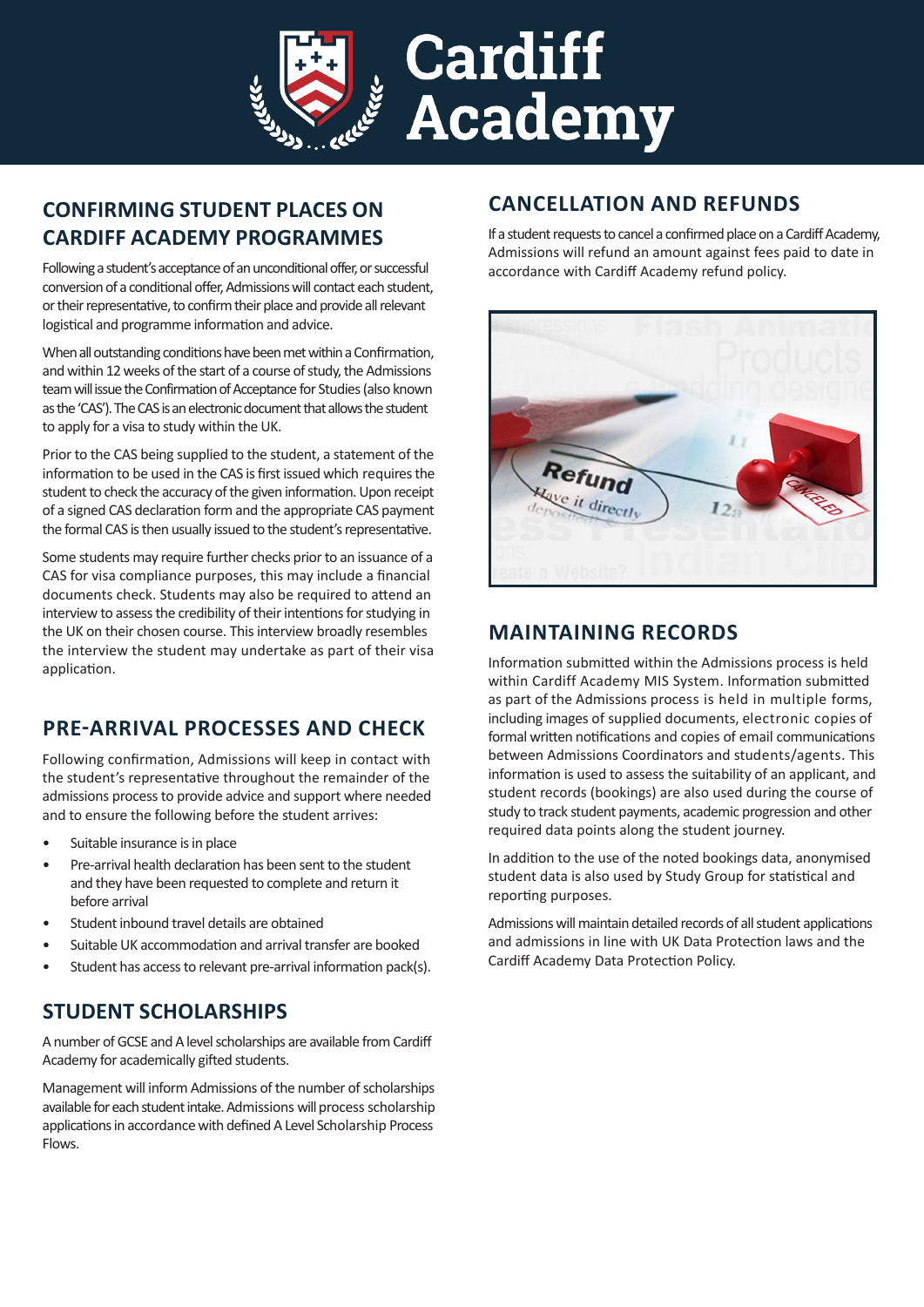# Cardiff Academy

## CONFIRMING STUDENT PLACES ON CARDIFF ACADEMY PROGRAMMES

Following a student's acceptance of an unconditional offer, or successful conversion of a conditional offer, Admissions will contact each student, or their representative, to confirm their place and provide all relevant logistical and programme information and advice.

When all outstanding conditions have been met within a Confirmation, and within 12 weeks of the start of a course of study, the Admissions team will issue the Confirmation of Acceptance for Studies (also known as the 'CAS'). The CAS is an electronic document that allows the student to apply for a visa to study within the UK.

Prior to the CAS being supplied to the student, a statement of the information to be used in the CAS is first issued which requires the student to check the accuracy of the given information. Upon receipt of a signed CAS declaration form and the appropriate CAS payment the formal CAS is then usually issued to the student's representative.

Some students may require further checks prior to an issuance of a CAS for visa compliance purposes, this may include a financial documents check. Students may also be required to attend an interview to assess the credibility of their intentions for studying in the UK on their chosen course. This interview broadly resembles the interview the student may undertake as part of their visa application.

## PRE-ARRIVAL PROCESSES AND CHECK

Following confirmation, Admissions will keep in contact with the student's representative throughout the remainder of the admissions process to provide advice and support where needed and to ensure the following before the student arrives:

- Suitable insurance is in place
- Pre-arrival health declaration has been sent to the student and they have been requested to complete and return it before arrival
- Student inbound travel details are obtained
- Suitable UK accommodation and arrival transfer are booked
- Student has access to relevant pre-arrival information pack(s).

## STUDENT SCHOLARSHIPS

A number of GCSE and A level scholarships are available from Cardiff Academy for academically gifted students.

Management will inform Admissions of the number of scholarships available for each student intake. Admissions will process scholarship applications in accordance with defined A Level Scholarship Process Flows.

## CANCELLATION AND REFUNDS

If a student requests to cancel a confirmed place on a Cardiff Academy, Admissions will refund an amount against fees paid to date in accordance with Cardiff Academy refund policy.

## MAINTAINING RECORDS

Information submitted within the Admissions process is held within Cardiff Academy MIS System. Information submitted as part of the Admissions process is held in multiple forms, including images of supplied documents, electronic copies of formal written notifications and copies of email communications between Admissions Coordinators and students/agents. This information is used to assess the suitability of an applicant, and student records (bookings) are also used during the course of study to track student payments, academic progression and other required data points along the student journey.

In addition to the use of the noted bookings data, anonymised student data is also used by Study Group for statistical and reporting purposes.

Admissions will maintain detailed records of all student applications and admissions in line with UK Data Protection laws and the Cardiff Academy Data Protection Policy.